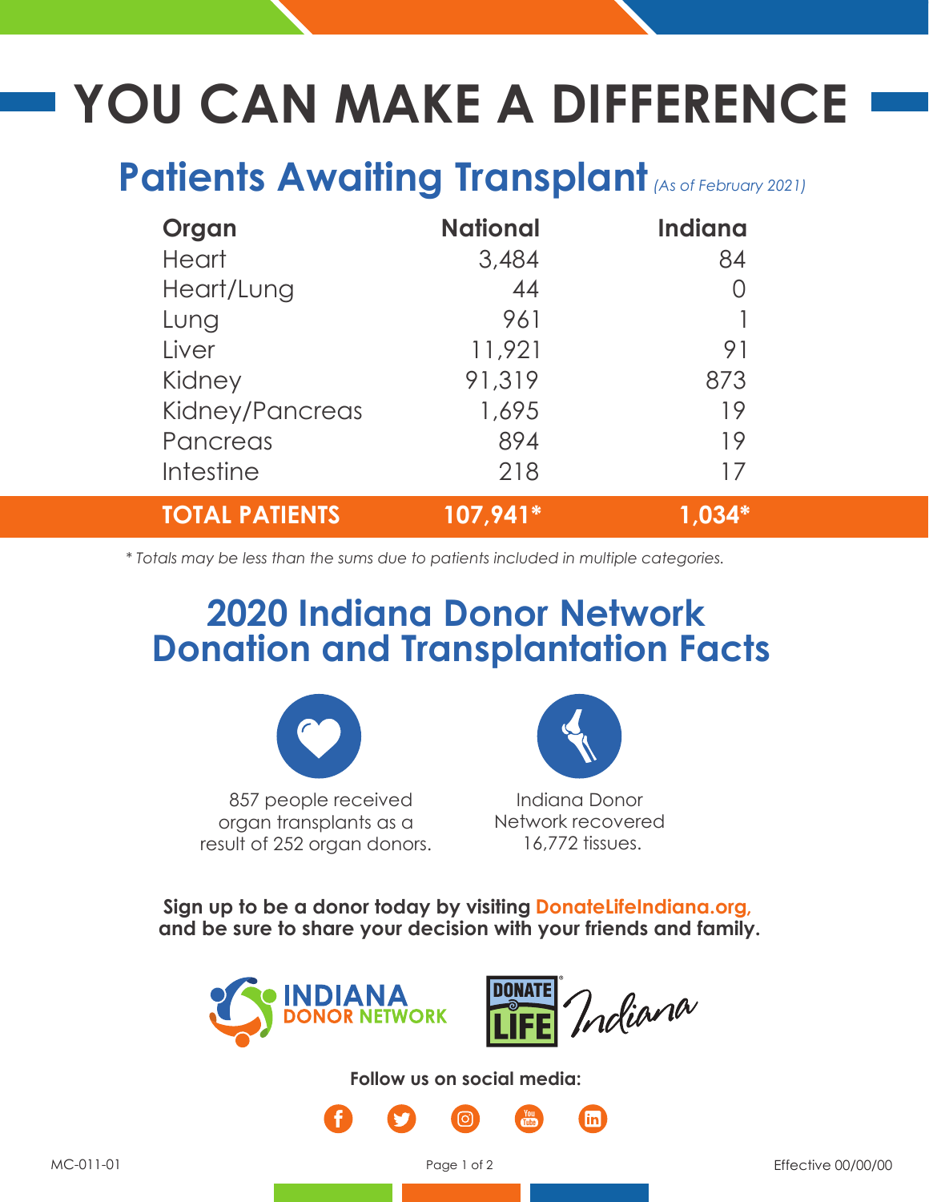# YOU CAN MAKE A DIFFERENCE

## Patients Awaiting Transplant *(As of February 2021)*

| Organ | National | Indiana |
|---|---|---|
| Heart | 3,484 | 84 |
| Heart/Lung | 44 | 0 |
| Lung | 961 | 1 |
| Liver | 11,921 | 91 |
| Kidney | 91,319 | 873 |
| Kidney/Pancreas | 1,695 | 19 |
| Pancreas | 894 | 19 |
| Intestine | 218 | 17 |
| **TOTAL PATIENTS** | **107,941*** | **1,034*** |

*\* Totals may be less than the sums due to patients included in multiple categories.*

## 2020 Indiana Donor Network Donation and Transplantation Facts

857 people received organ transplants as a result of 252 organ donors.

Indiana Donor Network recovered 16,772 tissues.

**Sign up to be a donor today by visiting DonateLifeIndiana.org, and be sure to share your decision with your friends and family.**

INDIANA DONOR NETWORK

DONATE LIFE Indiana

**Follow us on social media:**

MC-011-01

Effective 00/00/00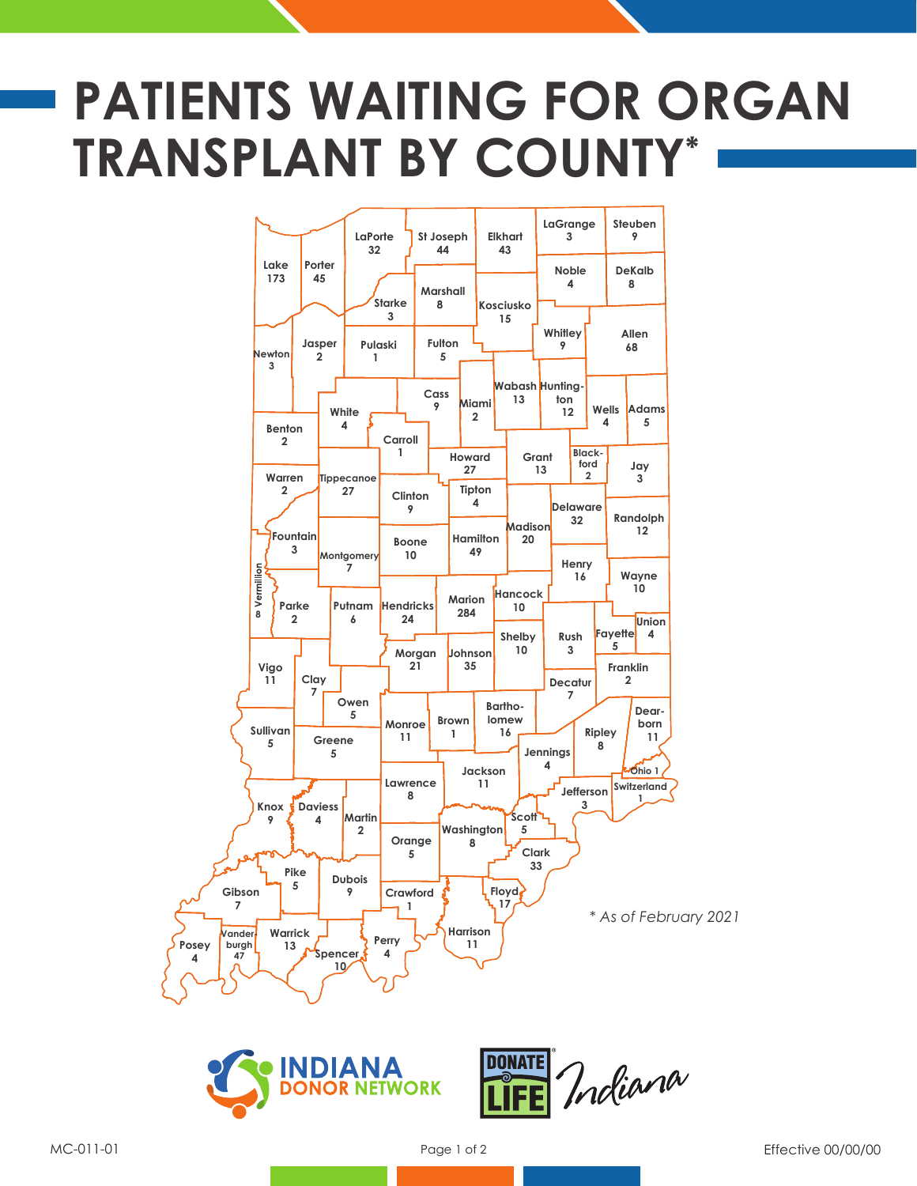# PATIENTS WAITING FOR ORGAN TRANSPLANT BY COUNTY*

Lake 173
Porter 45
LaPorte 32
St Joseph 44
Elkhart 43
LaGrange 3
Steuben 9
Noble 4
DeKalb 8
Starke 3
Marshall 8
Kosciusko 15
Whitley 9
Allen 68
Newton 3
Jasper 2
Pulaski 1
Fulton 5
Wabash 13
Hunting-ton 12
Wells 4
Adams 5
Cass 9
Miami 2
White 4
Benton 2
Carroll 1
Howard 27
Grant 13
Black-ford 2
Jay 3
Warren 2
Tippecanoe 27
Clinton 9
Tipton 4
Madison 20
Delaware 32
Randolph 12
Fountain 3
Montgomery 7
Boone 10
Hamilton 49
Henry 16
Wayne 10
Vermillion 8
Parke 2
Putnam 6
Hendricks 24
Marion 284
Hancock 10
Union 4
Fayette 5
Rush 3
Shelby 10
Morgan 21
Johnson 35
Vigo 11
Clay 7
Franklin 2
Decatur 7
Owen 5
Bartho-lomew 16
Monroe 11
Brown 1
Dear-born 11
Ripley 8
Sullivan 5
Greene 5
Jennings 4
Jackson 11
Ohio 1
Lawrence 8
Switzerland 1
Jefferson 3
Knox 9
Daviess 4
Martin 2
Scott 5
Washington 8
Orange 5
Clark 33
Pike 5
Dubois 9
Gibson 7
Crawford 1
Floyd 17
Harrison 11
Posey 4
Vander-burgh 47
Warrick 13
Spencer 10
Perry 4

*\* As of February 2021*

INDIANA DONOR NETWORK

DONATE LIFE Indiana

MC-011-01

Effective 00/00/00